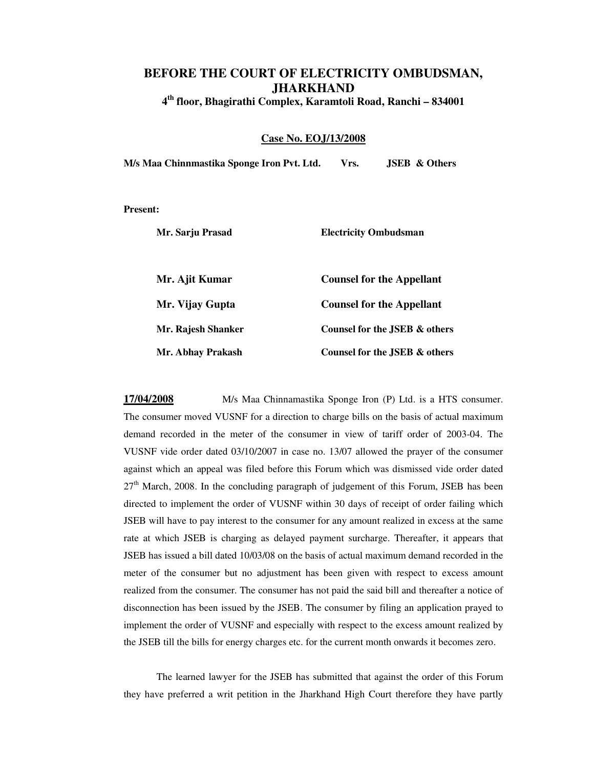# BEFORE THE COURT OF ELECTRICITY OMBUDSMAN, JHARKHAND

### 4th floor, Bhagirathi Complex, Karamtoli Road, Ranchi – 834001

**Case No. EOJ/13/2008**

**M/s Maa Chinnmastika Sponge Iron Pvt. Ltd. Vrs. JSEB & Others**

**Present:**

| | |
|---|---|
| **Mr. Sarju Prasad** | **Electricity Ombudsman** |
| **Mr. Ajit Kumar** | **Counsel for the Appellant** |
| **Mr. Vijay Gupta** | **Counsel for the Appellant** |
| **Mr. Rajesh Shanker** | **Counsel for the JSEB & others** |
| **Mr. Abhay Prakash** | **Counsel for the JSEB & others** |

**17/04/2008** M/s Maa Chinnamastika Sponge Iron (P) Ltd. is a HTS consumer. The consumer moved VUSNF for a direction to charge bills on the basis of actual maximum demand recorded in the meter of the consumer in view of tariff order of 2003-04. The VUSNF vide order dated 03/10/2007 in case no. 13/07 allowed the prayer of the consumer against which an appeal was filed before this Forum which was dismissed vide order dated 27th March, 2008. In the concluding paragraph of judgement of this Forum, JSEB has been directed to implement the order of VUSNF within 30 days of receipt of order failing which JSEB will have to pay interest to the consumer for any amount realized in excess at the same rate at which JSEB is charging as delayed payment surcharge. Thereafter, it appears that JSEB has issued a bill dated 10/03/08 on the basis of actual maximum demand recorded in the meter of the consumer but no adjustment has been given with respect to excess amount realized from the consumer. The consumer has not paid the said bill and thereafter a notice of disconnection has been issued by the JSEB. The consumer by filing an application prayed to implement the order of VUSNF and especially with respect to the excess amount realized by the JSEB till the bills for energy charges etc. for the current month onwards it becomes zero.

The learned lawyer for the JSEB has submitted that against the order of this Forum they have preferred a writ petition in the Jharkhand High Court therefore they have partly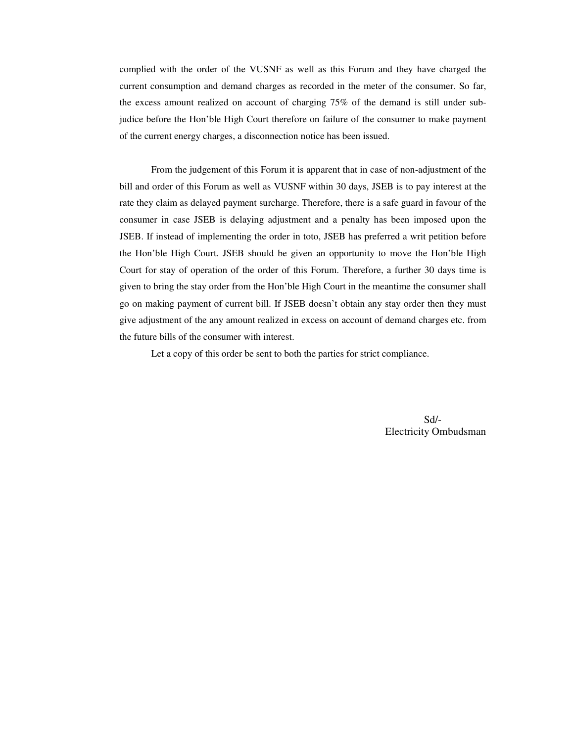complied with the order of the VUSNF as well as this Forum and they have charged the current consumption and demand charges as recorded in the meter of the consumer. So far, the excess amount realized on account of charging 75% of the demand is still under sub-judice before the Hon'ble High Court therefore on failure of the consumer to make payment of the current energy charges, a disconnection notice has been issued.

From the judgement of this Forum it is apparent that in case of non-adjustment of the bill and order of this Forum as well as VUSNF within 30 days, JSEB is to pay interest at the rate they claim as delayed payment surcharge. Therefore, there is a safe guard in favour of the consumer in case JSEB is delaying adjustment and a penalty has been imposed upon the JSEB. If instead of implementing the order in toto, JSEB has preferred a writ petition before the Hon'ble High Court. JSEB should be given an opportunity to move the Hon'ble High Court for stay of operation of the order of this Forum. Therefore, a further 30 days time is given to bring the stay order from the Hon'ble High Court in the meantime the consumer shall go on making payment of current bill. If JSEB doesn't obtain any stay order then they must give adjustment of the any amount realized in excess on account of demand charges etc. from the future bills of the consumer with interest.

Let a copy of this order be sent to both the parties for strict compliance.

Sd/-
Electricity Ombudsman